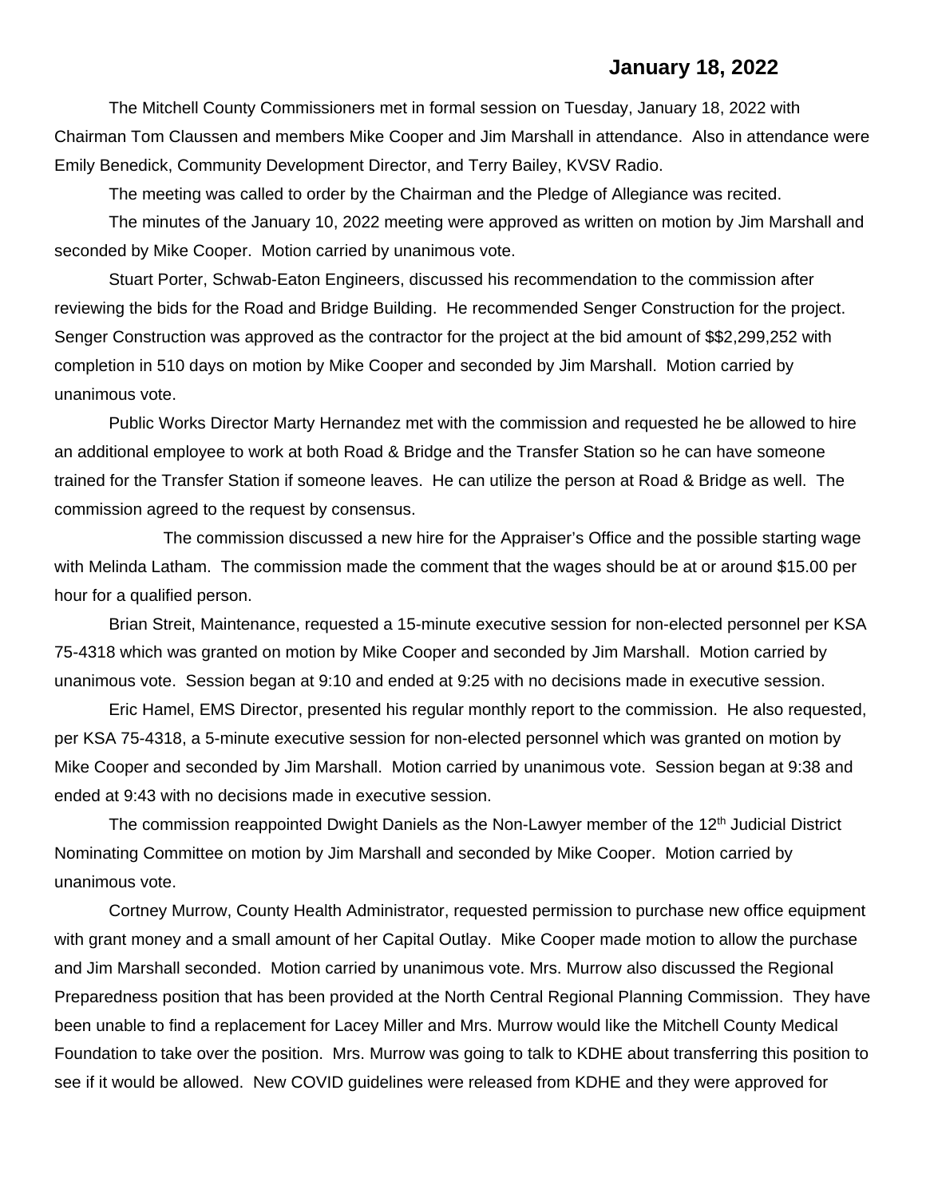**January 18, 2022**

The Mitchell County Commissioners met in formal session on Tuesday, January 18, 2022 with Chairman Tom Claussen and members Mike Cooper and Jim Marshall in attendance. Also in attendance were Emily Benedick, Community Development Director, and Terry Bailey, KVSV Radio.

The meeting was called to order by the Chairman and the Pledge of Allegiance was recited.

The minutes of the January 10, 2022 meeting were approved as written on motion by Jim Marshall and seconded by Mike Cooper. Motion carried by unanimous vote.

Stuart Porter, Schwab-Eaton Engineers, discussed his recommendation to the commission after reviewing the bids for the Road and Bridge Building. He recommended Senger Construction for the project. Senger Construction was approved as the contractor for the project at the bid amount of $$2,299,252 with completion in 510 days on motion by Mike Cooper and seconded by Jim Marshall. Motion carried by unanimous vote.

Public Works Director Marty Hernandez met with the commission and requested he be allowed to hire an additional employee to work at both Road & Bridge and the Transfer Station so he can have someone trained for the Transfer Station if someone leaves. He can utilize the person at Road & Bridge as well. The commission agreed to the request by consensus.

The commission discussed a new hire for the Appraiser's Office and the possible starting wage with Melinda Latham. The commission made the comment that the wages should be at or around $15.00 per hour for a qualified person.

Brian Streit, Maintenance, requested a 15-minute executive session for non-elected personnel per KSA 75-4318 which was granted on motion by Mike Cooper and seconded by Jim Marshall. Motion carried by unanimous vote. Session began at 9:10 and ended at 9:25 with no decisions made in executive session.

Eric Hamel, EMS Director, presented his regular monthly report to the commission. He also requested, per KSA 75-4318, a 5-minute executive session for non-elected personnel which was granted on motion by Mike Cooper and seconded by Jim Marshall. Motion carried by unanimous vote. Session began at 9:38 and ended at 9:43 with no decisions made in executive session.

The commission reappointed Dwight Daniels as the Non-Lawyer member of the 12th Judicial District Nominating Committee on motion by Jim Marshall and seconded by Mike Cooper. Motion carried by unanimous vote.

Cortney Murrow, County Health Administrator, requested permission to purchase new office equipment with grant money and a small amount of her Capital Outlay. Mike Cooper made motion to allow the purchase and Jim Marshall seconded. Motion carried by unanimous vote. Mrs. Murrow also discussed the Regional Preparedness position that has been provided at the North Central Regional Planning Commission. They have been unable to find a replacement for Lacey Miller and Mrs. Murrow would like the Mitchell County Medical Foundation to take over the position. Mrs. Murrow was going to talk to KDHE about transferring this position to see if it would be allowed. New COVID guidelines were released from KDHE and they were approved for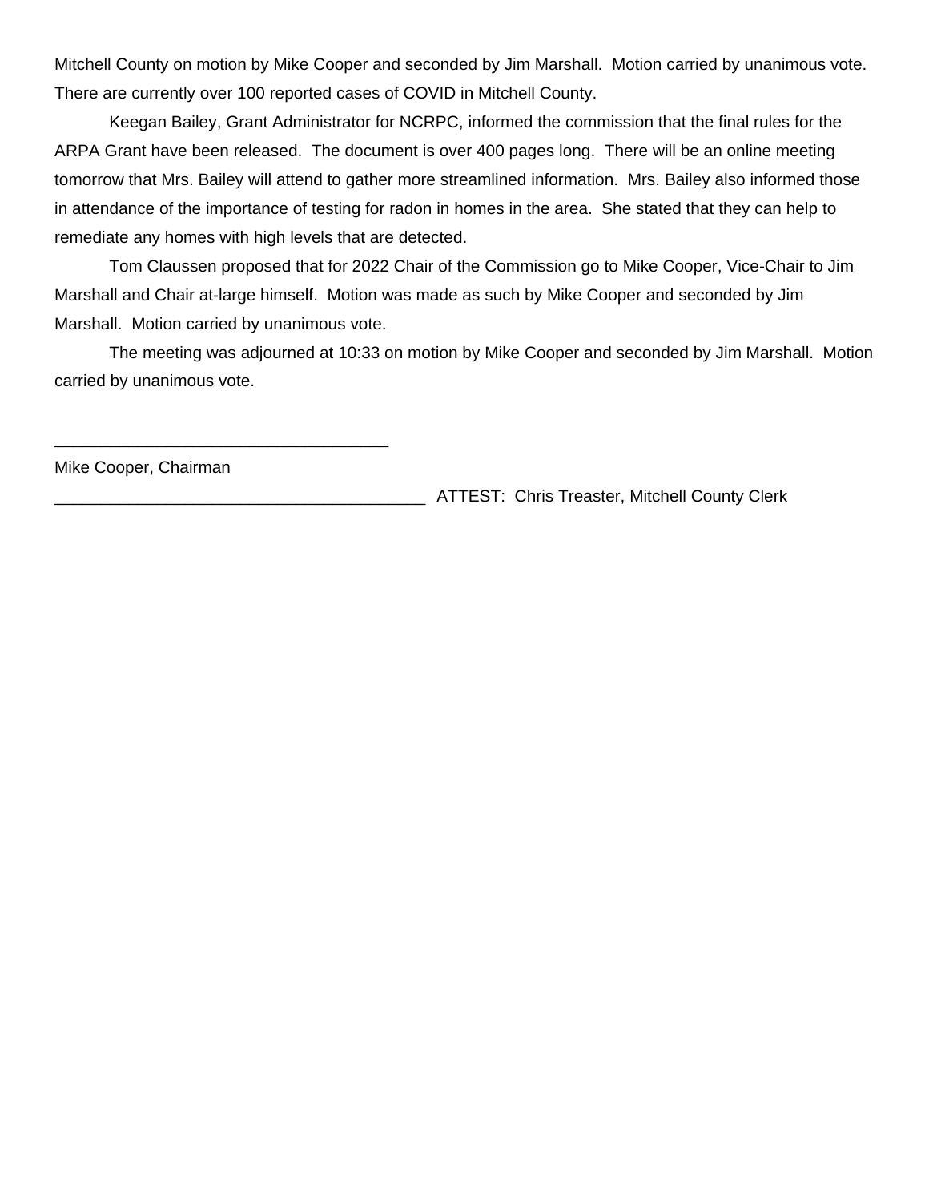Mitchell County on motion by Mike Cooper and seconded by Jim Marshall. Motion carried by unanimous vote. There are currently over 100 reported cases of COVID in Mitchell County.

Keegan Bailey, Grant Administrator for NCRPC, informed the commission that the final rules for the ARPA Grant have been released. The document is over 400 pages long. There will be an online meeting tomorrow that Mrs. Bailey will attend to gather more streamlined information. Mrs. Bailey also informed those in attendance of the importance of testing for radon in homes in the area. She stated that they can help to remediate any homes with high levels that are detected.

Tom Claussen proposed that for 2022 Chair of the Commission go to Mike Cooper, Vice-Chair to Jim Marshall and Chair at-large himself. Motion was made as such by Mike Cooper and seconded by Jim Marshall. Motion carried by unanimous vote.

The meeting was adjourned at 10:33 on motion by Mike Cooper and seconded by Jim Marshall. Motion carried by unanimous vote.

____________________________________

Mike Cooper, Chairman

________________________________________ ATTEST: Chris Treaster, Mitchell County Clerk